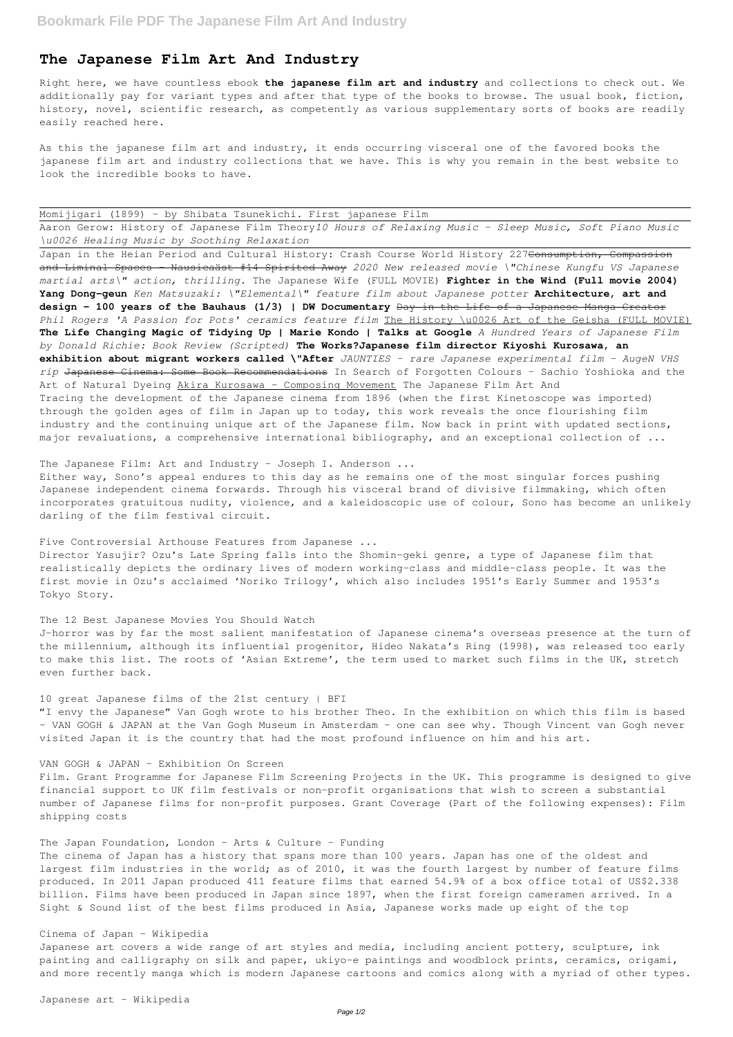# The Japanese Film Art And Industry

Right here, we have countless ebook **the japanese film art and industry** and collections to check out. We additionally pay for variant types and after that type of the books to browse. The usual book, fiction, history, novel, scientific research, as competently as various supplementary sorts of books are readily easily reached here.

As this the japanese film art and industry, it ends occurring visceral one of the favored books the japanese film art and industry collections that we have. This is why you remain in the best website to look the incredible books to have.

Momijigari (1899) - by Shibata Tsunekichi. First japanese Film

Aaron Gerow: History of Japanese Film Theory *10 Hours of Relaxing Music - Sleep Music, Soft Piano Music \u0026 Healing Music by Soothing Relaxation*

Japan in the Heian Period and Cultural History: Crash Course World History 227 ~~Consumption, Compassion and Liminal Spaces - Nausicaäst #14 Spirited Away~~ *2020 New released movie \"Chinese Kungfu VS Japanese martial arts\" action, thrilling.* The Japanese Wife (FULL MOVIE) **Fighter in the Wind (Full movie 2004) Yang Dong-geun** *Ken Matsuzaki: \"Elemental\" feature film about Japanese potter* **Architecture, art and design - 100 years of the Bauhaus (1/3) | DW Documentary** ~~Day in the Life of a Japanese Manga Creator~~ *Phil Rogers 'A Passion for Pots' ceramics feature film* The History \u0026 Art of the Geisha (FULL MOVIE) **The Life Changing Magic of Tidying Up | Marie Kondo | Talks at Google** *A Hundred Years of Japanese Film by Donald Richie: Book Review (Scripted)* **The Works?Japanese film director Kiyoshi Kurosawa, an exhibition about migrant workers called \"After** *JAUNTIES - rare Japanese experimental film - AugeN VHS rip* ~~Japanese Cinema: Some Book Recommendations~~ In Search of Forgotten Colours - Sachio Yoshioka and the Art of Natural Dyeing Akira Kurosawa - Composing Movement The Japanese Film Art And

Tracing the development of the Japanese cinema from 1896 (when the first Kinetoscope was imported) through the golden ages of film in Japan up to today, this work reveals the once flourishing film industry and the continuing unique art of the Japanese film. Now back in print with updated sections, major revaluations, a comprehensive international bibliography, and an exceptional collection of ...

The Japanese Film: Art and Industry - Joseph I. Anderson ...

Either way, Sono's appeal endures to this day as he remains one of the most singular forces pushing Japanese independent cinema forwards. Through his visceral brand of divisive filmmaking, which often incorporates gratuitous nudity, violence, and a kaleidoscopic use of colour, Sono has become an unlikely darling of the film festival circuit.

Five Controversial Arthouse Features from Japanese ...

Director Yasujir? Ozu's Late Spring falls into the Shomin-geki genre, a type of Japanese film that realistically depicts the ordinary lives of modern working-class and middle-class people. It was the first movie in Ozu's acclaimed 'Noriko Trilogy', which also includes 1951's Early Summer and 1953's Tokyo Story.

The 12 Best Japanese Movies You Should Watch

J-horror was by far the most salient manifestation of Japanese cinema's overseas presence at the turn of the millennium, although its influential progenitor, Hideo Nakata's Ring (1998), was released too early to make this list. The roots of 'Asian Extreme', the term used to market such films in the UK, stretch even further back.

10 great Japanese films of the 21st century | BFI

"I envy the Japanese" Van Gogh wrote to his brother Theo. In the exhibition on which this film is based – VAN GOGH & JAPAN at the Van Gogh Museum in Amsterdam – one can see why. Though Vincent van Gogh never visited Japan it is the country that had the most profound influence on him and his art.

VAN GOGH & JAPAN - Exhibition On Screen

Film. Grant Programme for Japanese Film Screening Projects in the UK. This programme is designed to give financial support to UK film festivals or non-profit organisations that wish to screen a substantial number of Japanese films for non-profit purposes. Grant Coverage (Part of the following expenses): Film shipping costs

The Japan Foundation, London - Arts & Culture - Funding

The cinema of Japan has a history that spans more than 100 years. Japan has one of the oldest and largest film industries in the world; as of 2010, it was the fourth largest by number of feature films produced. In 2011 Japan produced 411 feature films that earned 54.9% of a box office total of US$2.338 billion. Films have been produced in Japan since 1897, when the first foreign cameramen arrived. In a Sight & Sound list of the best films produced in Asia, Japanese works made up eight of the top

Cinema of Japan - Wikipedia

Japanese art covers a wide range of art styles and media, including ancient pottery, sculpture, ink painting and calligraphy on silk and paper, ukiyo-e paintings and woodblock prints, ceramics, origami, and more recently manga which is modern Japanese cartoons and comics along with a myriad of other types.

Japanese art - Wikipedia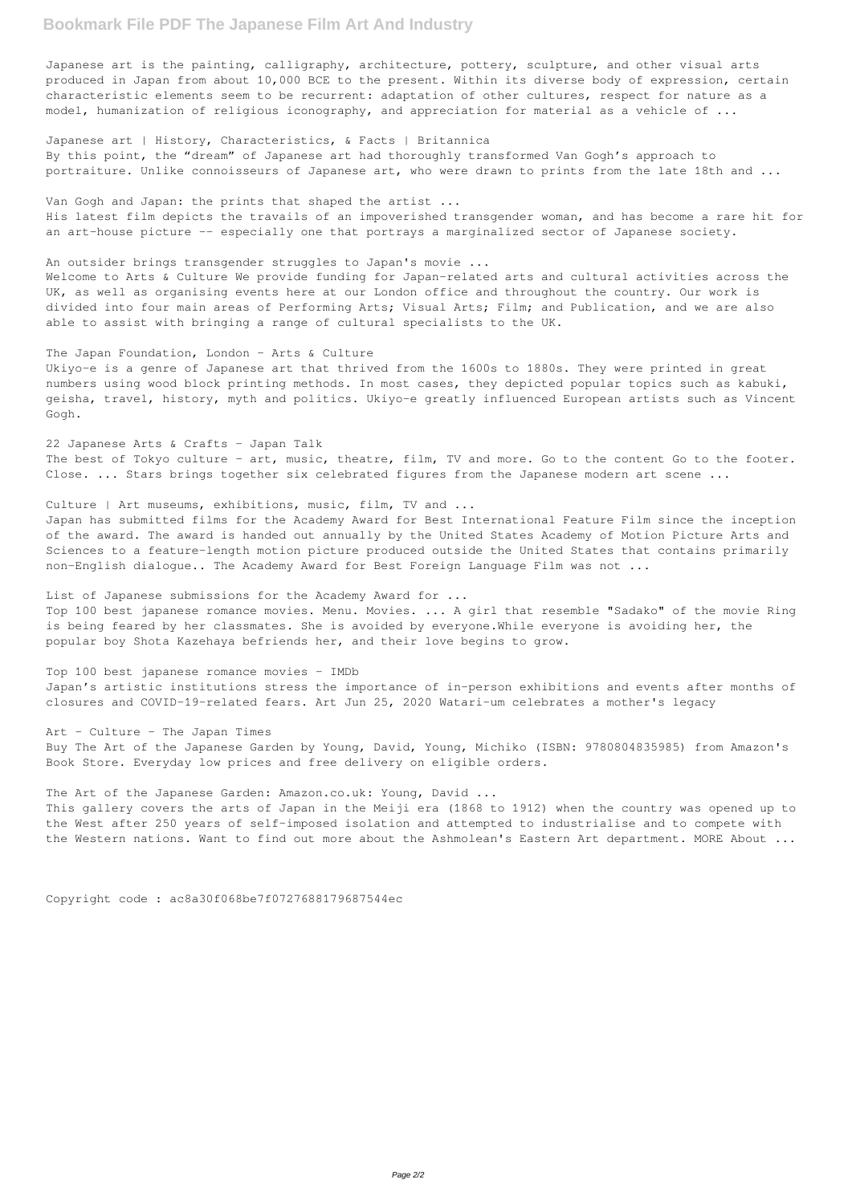Japanese art is the painting, calligraphy, architecture, pottery, sculpture, and other visual arts produced in Japan from about 10,000 BCE to the present. Within its diverse body of expression, certain characteristic elements seem to be recurrent: adaptation of other cultures, respect for nature as a model, humanization of religious iconography, and appreciation for material as a vehicle of ...

Japanese art | History, Characteristics, & Facts | Britannica
By this point, the "dream" of Japanese art had thoroughly transformed Van Gogh's approach to portraiture. Unlike connoisseurs of Japanese art, who were drawn to prints from the late 18th and ...

Van Gogh and Japan: the prints that shaped the artist ...
His latest film depicts the travails of an impoverished transgender woman, and has become a rare hit for an art-house picture -- especially one that portrays a marginalized sector of Japanese society.

An outsider brings transgender struggles to Japan's movie ...
Welcome to Arts & Culture We provide funding for Japan-related arts and cultural activities across the UK, as well as organising events here at our London office and throughout the country. Our work is divided into four main areas of Performing Arts; Visual Arts; Film; and Publication, and we are also able to assist with bringing a range of cultural specialists to the UK.

The Japan Foundation, London - Arts & Culture
Ukiyo-e is a genre of Japanese art that thrived from the 1600s to 1880s. They were printed in great numbers using wood block printing methods. In most cases, they depicted popular topics such as kabuki, geisha, travel, history, myth and politics. Ukiyo-e greatly influenced European artists such as Vincent Gogh.

22 Japanese Arts & Crafts - Japan Talk
The best of Tokyo culture – art, music, theatre, film, TV and more. Go to the content Go to the footer. Close. ... Stars brings together six celebrated figures from the Japanese modern art scene ...

Culture | Art museums, exhibitions, music, film, TV and ...
Japan has submitted films for the Academy Award for Best International Feature Film since the inception of the award. The award is handed out annually by the United States Academy of Motion Picture Arts and Sciences to a feature-length motion picture produced outside the United States that contains primarily non-English dialogue.. The Academy Award for Best Foreign Language Film was not ...

List of Japanese submissions for the Academy Award for ...
Top 100 best japanese romance movies. Menu. Movies. ... A girl that resemble "Sadako" of the movie Ring is being feared by her classmates. She is avoided by everyone.While everyone is avoiding her, the popular boy Shota Kazehaya befriends her, and their love begins to grow.

Top 100 best japanese romance movies - IMDb
Japan's artistic institutions stress the importance of in-person exhibitions and events after months of closures and COVID-19-related fears. Art Jun 25, 2020 Watari-um celebrates a mother's legacy

Art - Culture - The Japan Times
Buy The Art of the Japanese Garden by Young, David, Young, Michiko (ISBN: 9780804835985) from Amazon's Book Store. Everyday low prices and free delivery on eligible orders.

The Art of the Japanese Garden: Amazon.co.uk: Young, David ...
This gallery covers the arts of Japan in the Meiji era (1868 to 1912) when the country was opened up to the West after 250 years of self-imposed isolation and attempted to industrialise and to compete with the Western nations. Want to find out more about the Ashmolean's Eastern Art department. MORE About ...

Copyright code : ac8a30f068be7f0727688179687544ec